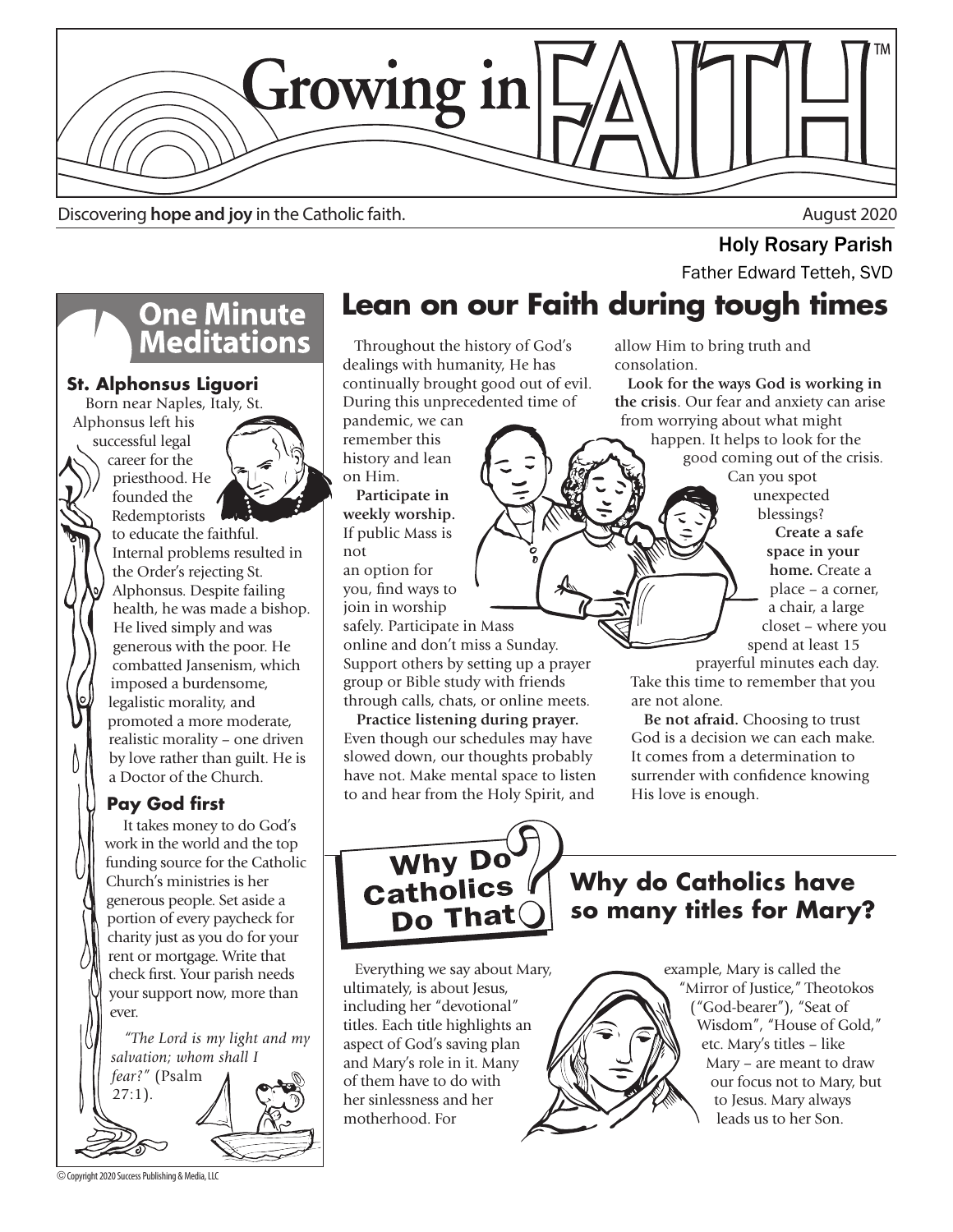# Growing in FAITH™

Discovering **hope and joy** in the Catholic faith.

August 2020

**Holy Rosary Parish**

Father Edward Tetteh, SVD

## Lean on our Faith during tough times

Throughout the history of God's dealings with humanity, He has continually brought good out of evil. During this unprecedented time of pandemic, we can remember this history and lean on Him.

**Participate in weekly worship.** If public Mass is not an option for you, find ways to join in worship safely. Participate in Mass online and don't miss a Sunday. Support others by setting up a prayer group or Bible study with friends through calls, chats, or online meets.

**Practice listening during prayer.** Even though our schedules may have slowed down, our thoughts probably have not. Make mental space to listen to and hear from the Holy Spirit, and allow Him to bring truth and consolation.

**Look for the ways God is working in the crisis**. Our fear and anxiety can arise from worrying about what might happen. It helps to look for the good coming out of the crisis. Can you spot unexpected blessings?

**Create a safe space in your home.** Create a place – a corner, a chair, a large closet – where you spend at least 15 prayerful minutes each day. Take this time to remember that you are not alone.

**Be not afraid.** Choosing to trust God is a decision we can each make. It comes from a determination to surrender with confidence knowing His love is enough.

## One Minute Meditations

### St. Alphonsus Liguori

Born near Naples, Italy, St. Alphonsus left his successful legal career for the priesthood. He founded the Redemptorists to educate the faithful. Internal problems resulted in the Order's rejecting St. Alphonsus. Despite failing health, he was made a bishop. He lived simply and was generous with the poor. He combatted Jansenism, which imposed a burdensome, legalistic morality, and promoted a more moderate, realistic morality – one driven by love rather than guilt. He is a Doctor of the Church.

### Pay God first

It takes money to do God's work in the world and the top funding source for the Catholic Church's ministries is her generous people. Set aside a portion of every paycheck for charity just as you do for your rent or mortgage. Write that check first. Your parish needs your support now, more than ever.

*"The Lord is my light and my salvation; whom shall I fear?"* (Psalm 27:1).

## Why Do Catholics Do That?

### Why do Catholics have so many titles for Mary?

Everything we say about Mary, ultimately, is about Jesus, including her "devotional" titles. Each title highlights an aspect of God's saving plan and Mary's role in it. Many of them have to do with her sinlessness and her motherhood. For example, Mary is called the "Mirror of Justice," Theotokos ("God-bearer"), "Seat of Wisdom", "House of Gold," etc. Mary's titles – like Mary – are meant to draw our focus not to Mary, but to Jesus. Mary always leads us to her Son.

© Copyright 2020 Success Publishing & Media, LLC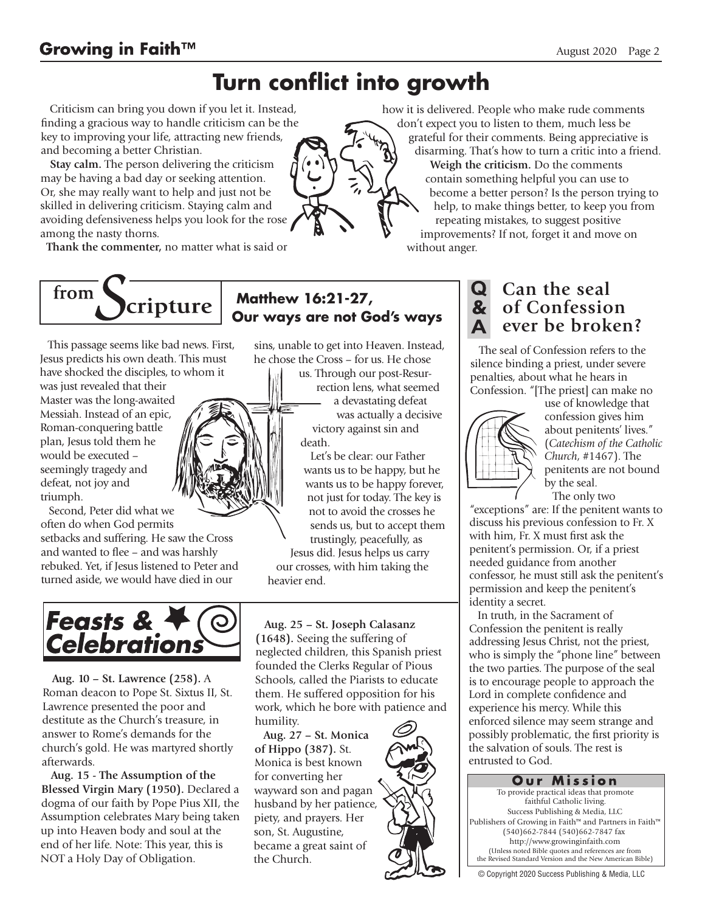# Turn conflict into growth

Criticism can bring you down if you let it. Instead, finding a gracious way to handle criticism can be the key to improving your life, attracting new friends, and becoming a better Christian.

**Stay calm.** The person delivering the criticism may be having a bad day or seeking attention. Or, she may really want to help and just not be skilled in delivering criticism. Staying calm and avoiding defensiveness helps you look for the rose among the nasty thorns.

**Thank the commenter,** no matter what is said or how it is delivered. People who make rude comments don't expect you to listen to them, much less be grateful for their comments. Being appreciative is disarming. That's how to turn a critic into a friend.

**Weigh the criticism.** Do the comments contain something helpful you can use to become a better person? Is the person trying to help, to make things better, to keep you from repeating mistakes, to suggest positive improvements? If not, forget it and move on without anger.

## from Scripture — Matthew 16:21-27, Our ways are not God's ways

This passage seems like bad news. First, Jesus predicts his own death. This must have shocked the disciples, to whom it was just revealed that their Master was the long-awaited Messiah. Instead of an epic, Roman-conquering battle plan, Jesus told them he would be executed – seemingly tragedy and defeat, not joy and triumph.

Second, Peter did what we often do when God permits setbacks and suffering. He saw the Cross and wanted to flee – and was harshly rebuked. Yet, if Jesus listened to Peter and turned aside, we would have died in our sins, unable to get into Heaven. Instead, he chose the Cross – for us. He chose us. Through our post-Resurrection lens, what seemed a devastating defeat was actually a decisive victory against sin and death.

Let's be clear: our Father wants us to be happy, but he wants us to be happy forever, not just for today. The key is not to avoid the crosses he sends us, but to accept them trustingly, peacefully, as Jesus did. Jesus helps us carry our crosses, with him taking the heavier end.

## Q & A: Can the seal of Confession ever be broken?

The seal of Confession refers to the silence binding a priest, under severe penalties, about what he hears in Confession. "[The priest] can make no use of knowledge that confession gives him about penitents' lives." (*Catechism of the Catholic Church*, #1467). The penitents are not bound by the seal.

The only two "exceptions" are: If the penitent wants to discuss his previous confession to Fr. X with him, Fr. X must first ask the penitent's permission. Or, if a priest needed guidance from another confessor, he must still ask the penitent's permission and keep the penitent's identity a secret.

In truth, in the Sacrament of Confession the penitent is really addressing Jesus Christ, not the priest, who is simply the "phone line" between the two parties. The purpose of the seal is to encourage people to approach the Lord in complete confidence and experience his mercy. While this enforced silence may seem strange and possibly problematic, the first priority is the salvation of souls. The rest is entrusted to God.

## Feasts & Celebrations

**Aug. 10 – St. Lawrence (258).** A Roman deacon to Pope St. Sixtus II, St. Lawrence presented the poor and destitute as the Church's treasure, in answer to Rome's demands for the church's gold. He was martyred shortly afterwards.

**Aug. 15 - The Assumption of the Blessed Virgin Mary (1950).** Declared a dogma of our faith by Pope Pius XII, the Assumption celebrates Mary being taken up into Heaven body and soul at the end of her life. Note: This year, this is NOT a Holy Day of Obligation.

**Aug. 25 – St. Joseph Calasanz (1648).** Seeing the suffering of neglected children, this Spanish priest founded the Clerks Regular of Pious Schools, called the Piarists to educate them. He suffered opposition for his work, which he bore with patience and humility.

**Aug. 27 – St. Monica of Hippo (387).** St. Monica is best known for converting her wayward son and pagan husband by her patience, piety, and prayers. Her son, St. Augustine, became a great saint of the Church.

## Our Mission

To provide practical ideas that promote faithful Catholic living.
Success Publishing & Media, LLC
Publishers of Growing in Faith™ and Partners in Faith™
(540)662-7844 (540)662-7847 fax
http://www.growinginfaith.com
(Unless noted Bible quotes and references are from the Revised Standard Version and the New American Bible)

© Copyright 2020 Success Publishing & Media, LLC